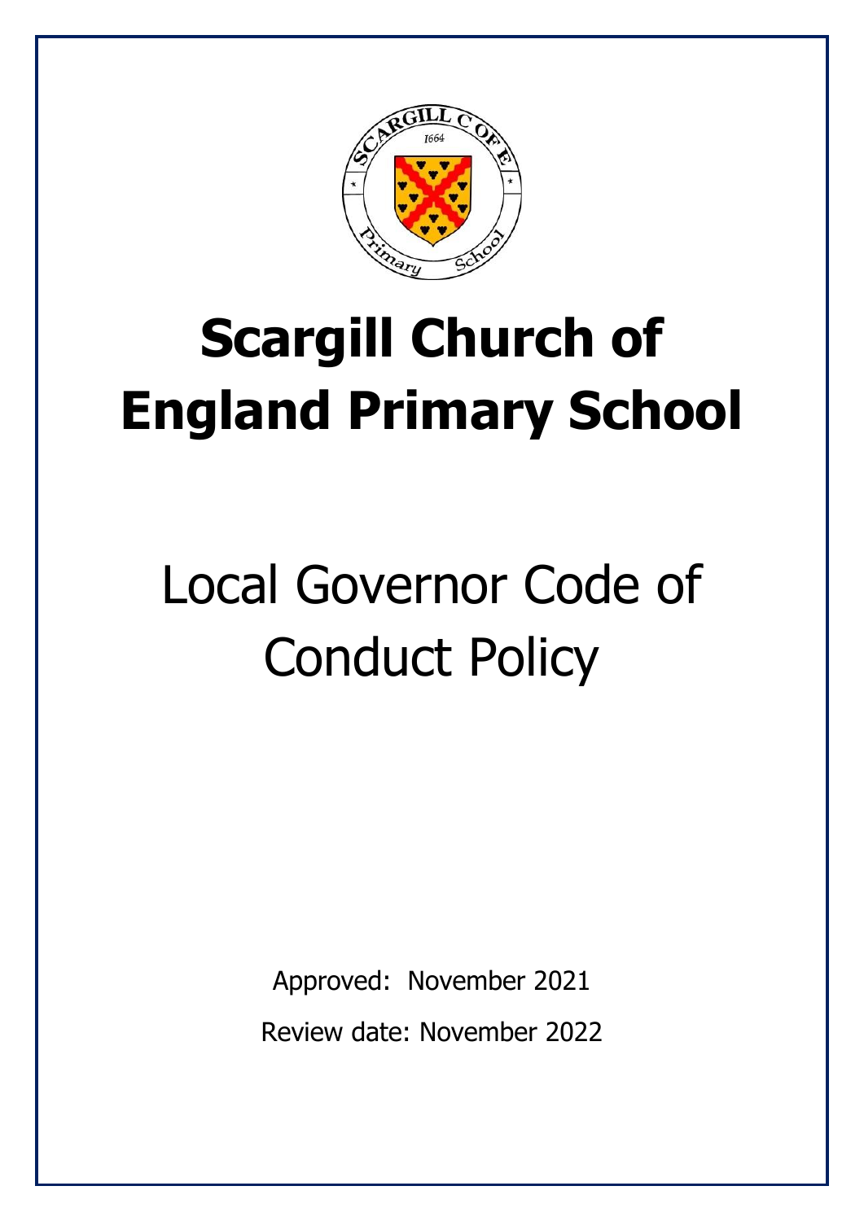# Scargill Church of England Primary School

## Local Governor Code of Conduct Policy

Approved: November 2021

Review date: November 2022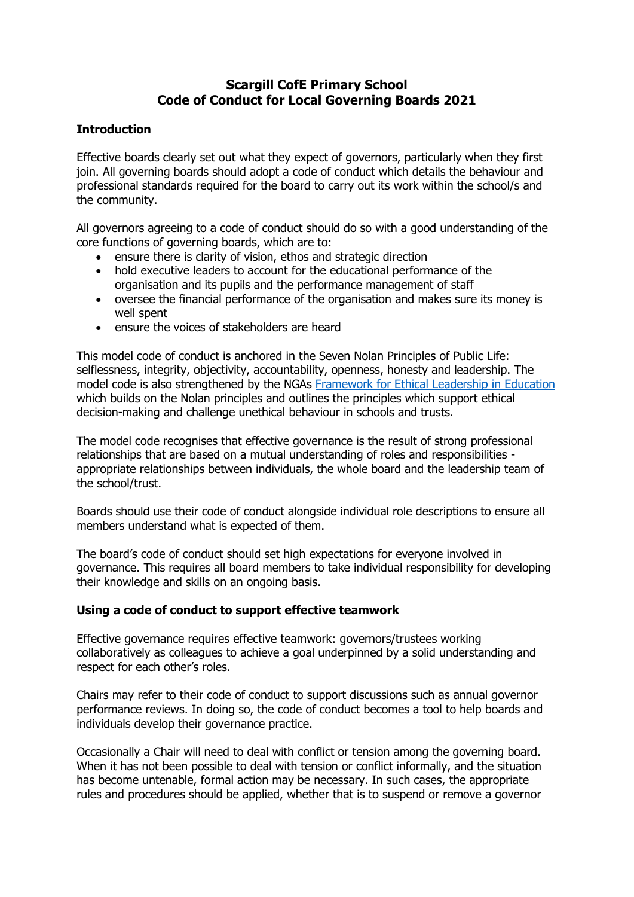**Scargill CofE Primary School**
**Code of Conduct for Local Governing Boards 2021**

## Introduction

Effective boards clearly set out what they expect of governors, particularly when they first join. All governing boards should adopt a code of conduct which details the behaviour and professional standards required for the board to carry out its work within the school/s and the community.

All governors agreeing to a code of conduct should do so with a good understanding of the core functions of governing boards, which are to:

- ensure there is clarity of vision, ethos and strategic direction
- hold executive leaders to account for the educational performance of the organisation and its pupils and the performance management of staff
- oversee the financial performance of the organisation and makes sure its money is well spent
- ensure the voices of stakeholders are heard

This model code of conduct is anchored in the Seven Nolan Principles of Public Life: selflessness, integrity, objectivity, accountability, openness, honesty and leadership. The model code is also strengthened by the NGAs [Framework for Ethical Leadership in Education] which builds on the Nolan principles and outlines the principles which support ethical decision-making and challenge unethical behaviour in schools and trusts.

The model code recognises that effective governance is the result of strong professional relationships that are based on a mutual understanding of roles and responsibilities - appropriate relationships between individuals, the whole board and the leadership team of the school/trust.

Boards should use their code of conduct alongside individual role descriptions to ensure all members understand what is expected of them.

The board's code of conduct should set high expectations for everyone involved in governance. This requires all board members to take individual responsibility for developing their knowledge and skills on an ongoing basis.

## Using a code of conduct to support effective teamwork

Effective governance requires effective teamwork: governors/trustees working collaboratively as colleagues to achieve a goal underpinned by a solid understanding and respect for each other's roles.

Chairs may refer to their code of conduct to support discussions such as annual governor performance reviews. In doing so, the code of conduct becomes a tool to help boards and individuals develop their governance practice.

Occasionally a Chair will need to deal with conflict or tension among the governing board. When it has not been possible to deal with tension or conflict informally, and the situation has become untenable, formal action may be necessary. In such cases, the appropriate rules and procedures should be applied, whether that is to suspend or remove a governor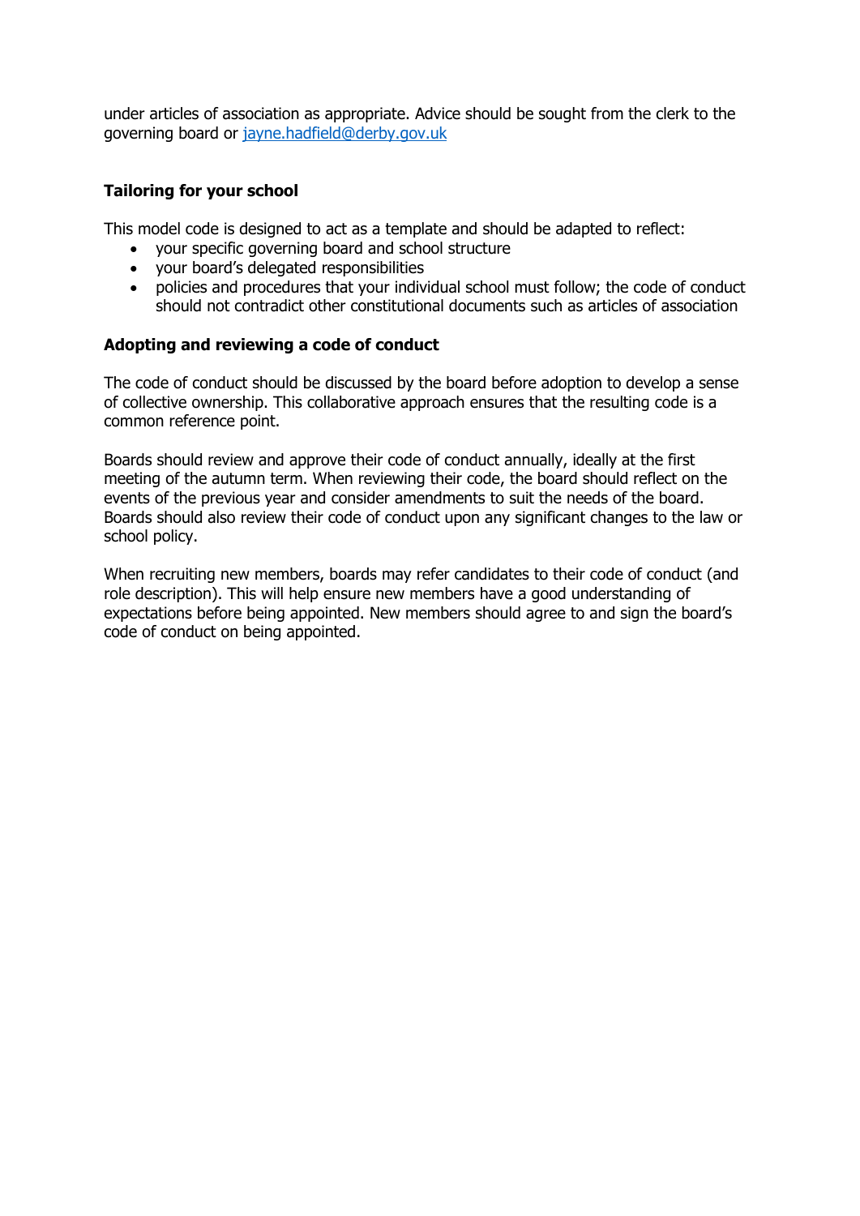under articles of association as appropriate. Advice should be sought from the clerk to the governing board or [jayne.hadfield@derby.gov.uk](mailto:jayne.hadfield@derby.gov.uk)

### Tailoring for your school

This model code is designed to act as a template and should be adapted to reflect:

- your specific governing board and school structure
- your board's delegated responsibilities
- policies and procedures that your individual school must follow; the code of conduct should not contradict other constitutional documents such as articles of association

### Adopting and reviewing a code of conduct

The code of conduct should be discussed by the board before adoption to develop a sense of collective ownership. This collaborative approach ensures that the resulting code is a common reference point.

Boards should review and approve their code of conduct annually, ideally at the first meeting of the autumn term. When reviewing their code, the board should reflect on the events of the previous year and consider amendments to suit the needs of the board. Boards should also review their code of conduct upon any significant changes to the law or school policy.

When recruiting new members, boards may refer candidates to their code of conduct (and role description). This will help ensure new members have a good understanding of expectations before being appointed. New members should agree to and sign the board's code of conduct on being appointed.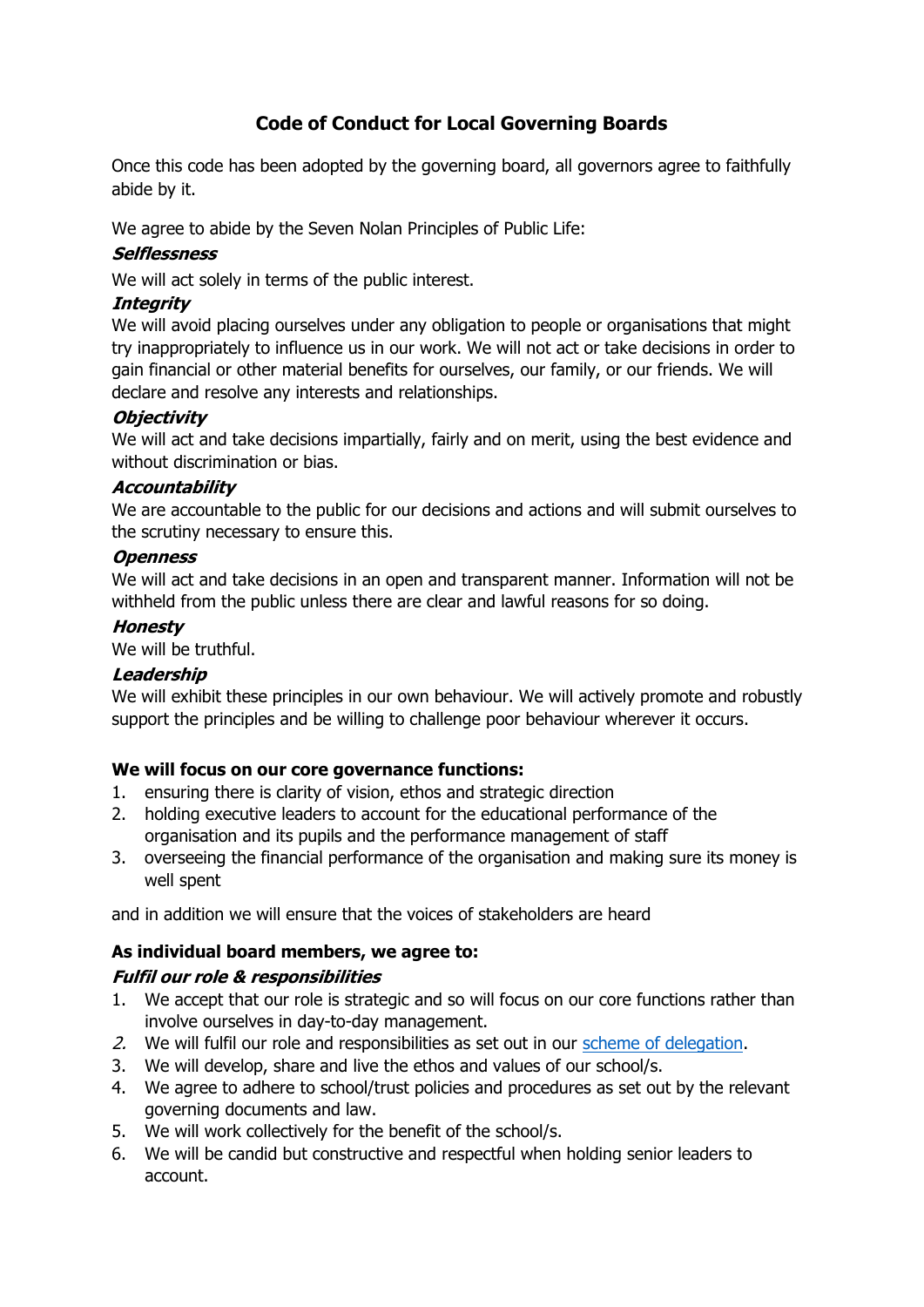# Code of Conduct for Local Governing Boards

Once this code has been adopted by the governing board, all governors agree to faithfully abide by it.

We agree to abide by the Seven Nolan Principles of Public Life:

***Selflessness***

We will act solely in terms of the public interest.

***Integrity***

We will avoid placing ourselves under any obligation to people or organisations that might try inappropriately to influence us in our work. We will not act or take decisions in order to gain financial or other material benefits for ourselves, our family, or our friends. We will declare and resolve any interests and relationships.

***Objectivity***

We will act and take decisions impartially, fairly and on merit, using the best evidence and without discrimination or bias.

***Accountability***

We are accountable to the public for our decisions and actions and will submit ourselves to the scrutiny necessary to ensure this.

***Openness***

We will act and take decisions in an open and transparent manner. Information will not be withheld from the public unless there are clear and lawful reasons for so doing.

***Honesty***

We will be truthful.

***Leadership***

We will exhibit these principles in our own behaviour. We will actively promote and robustly support the principles and be willing to challenge poor behaviour wherever it occurs.

**We will focus on our core governance functions:**

1. ensuring there is clarity of vision, ethos and strategic direction
2. holding executive leaders to account for the educational performance of the organisation and its pupils and the performance management of staff
3. overseeing the financial performance of the organisation and making sure its money is well spent

and in addition we will ensure that the voices of stakeholders are heard

**As individual board members, we agree to:**

***Fulfil our role & responsibilities***

1. We accept that our role is strategic and so will focus on our core functions rather than involve ourselves in day-to-day management.
2. We will fulfil our role and responsibilities as set out in our scheme of delegation.
3. We will develop, share and live the ethos and values of our school/s.
4. We agree to adhere to school/trust policies and procedures as set out by the relevant governing documents and law.
5. We will work collectively for the benefit of the school/s.
6. We will be candid but constructive and respectful when holding senior leaders to account.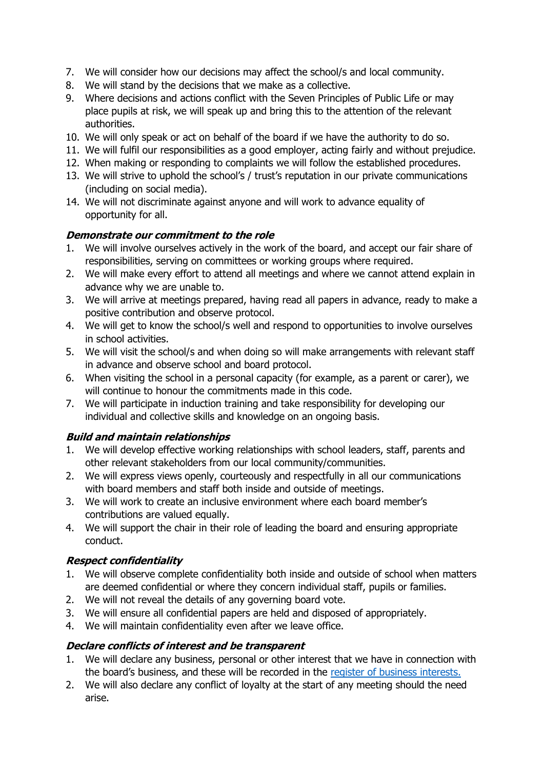7. We will consider how our decisions may affect the school/s and local community.
8. We will stand by the decisions that we make as a collective.
9. Where decisions and actions conflict with the Seven Principles of Public Life or may place pupils at risk, we will speak up and bring this to the attention of the relevant authorities.
10. We will only speak or act on behalf of the board if we have the authority to do so.
11. We will fulfil our responsibilities as a good employer, acting fairly and without prejudice.
12. When making or responding to complaints we will follow the established procedures.
13. We will strive to uphold the school's / trust's reputation in our private communications (including on social media).
14. We will not discriminate against anyone and will work to advance equality of opportunity for all.

### *Demonstrate our commitment to the role*

1. We will involve ourselves actively in the work of the board, and accept our fair share of responsibilities, serving on committees or working groups where required.
2. We will make every effort to attend all meetings and where we cannot attend explain in advance why we are unable to.
3. We will arrive at meetings prepared, having read all papers in advance, ready to make a positive contribution and observe protocol.
4. We will get to know the school/s well and respond to opportunities to involve ourselves in school activities.
5. We will visit the school/s and when doing so will make arrangements with relevant staff in advance and observe school and board protocol.
6. When visiting the school in a personal capacity (for example, as a parent or carer), we will continue to honour the commitments made in this code.
7. We will participate in induction training and take responsibility for developing our individual and collective skills and knowledge on an ongoing basis.

### *Build and maintain relationships*

1. We will develop effective working relationships with school leaders, staff, parents and other relevant stakeholders from our local community/communities.
2. We will express views openly, courteously and respectfully in all our communications with board members and staff both inside and outside of meetings.
3. We will work to create an inclusive environment where each board member's contributions are valued equally.
4. We will support the chair in their role of leading the board and ensuring appropriate conduct.

### *Respect confidentiality*

1. We will observe complete confidentiality both inside and outside of school when matters are deemed confidential or where they concern individual staff, pupils or families.
2. We will not reveal the details of any governing board vote.
3. We will ensure all confidential papers are held and disposed of appropriately.
4. We will maintain confidentiality even after we leave office.

### *Declare conflicts of interest and be transparent*

1. We will declare any business, personal or other interest that we have in connection with the board's business, and these will be recorded in the register of business interests.
2. We will also declare any conflict of loyalty at the start of any meeting should the need arise.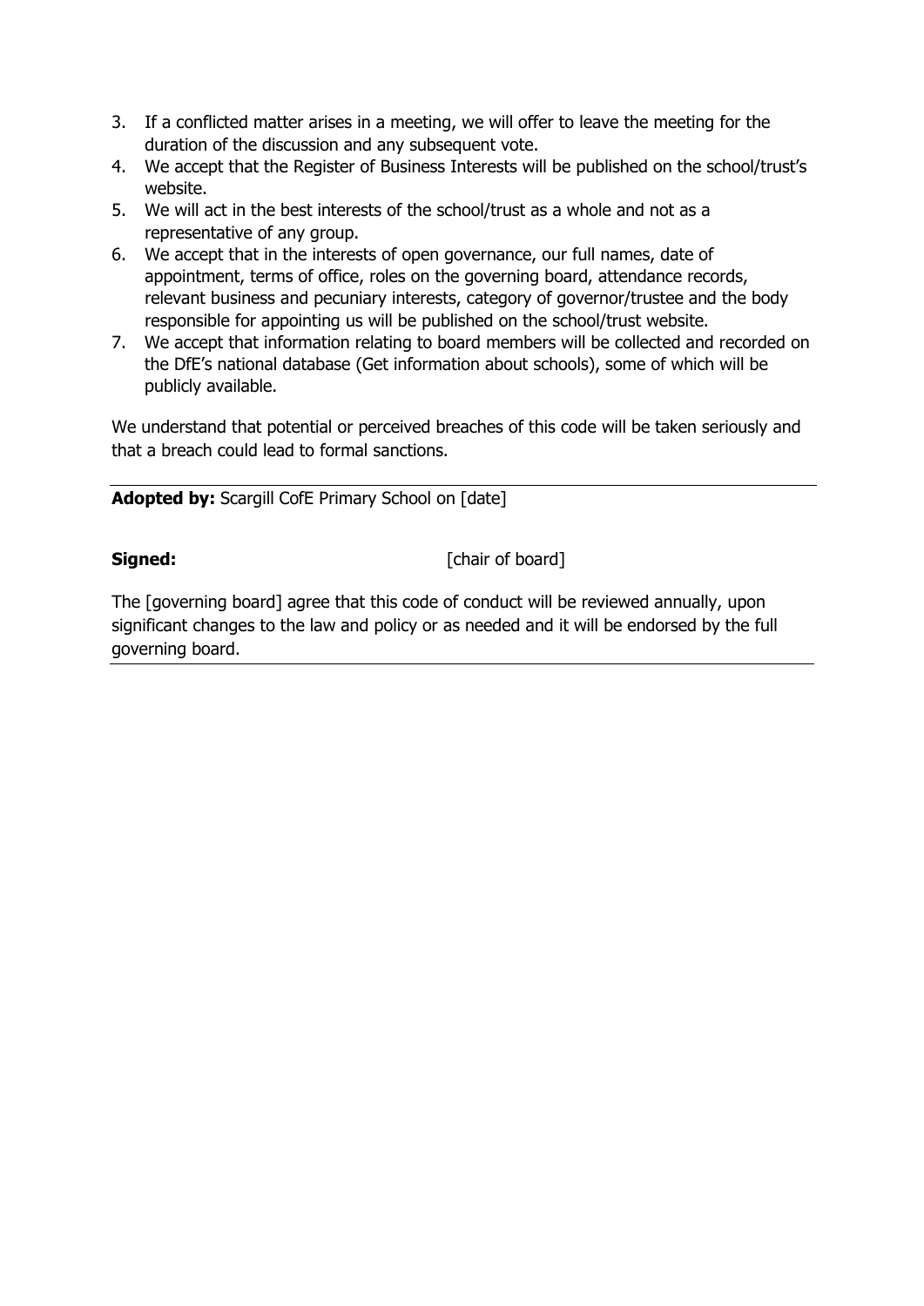3. If a conflicted matter arises in a meeting, we will offer to leave the meeting for the duration of the discussion and any subsequent vote.
4. We accept that the Register of Business Interests will be published on the school/trust's website.
5. We will act in the best interests of the school/trust as a whole and not as a representative of any group.
6. We accept that in the interests of open governance, our full names, date of appointment, terms of office, roles on the governing board, attendance records, relevant business and pecuniary interests, category of governor/trustee and the body responsible for appointing us will be published on the school/trust website.
7. We accept that information relating to board members will be collected and recorded on the DfE's national database (Get information about schools), some of which will be publicly available.

We understand that potential or perceived breaches of this code will be taken seriously and that a breach could lead to formal sanctions.

---

**Adopted by:** Scargill CofE Primary School on [date]

**Signed:** [chair of board]

The [governing board] agree that this code of conduct will be reviewed annually, upon significant changes to the law and policy or as needed and it will be endorsed by the full governing board.

---